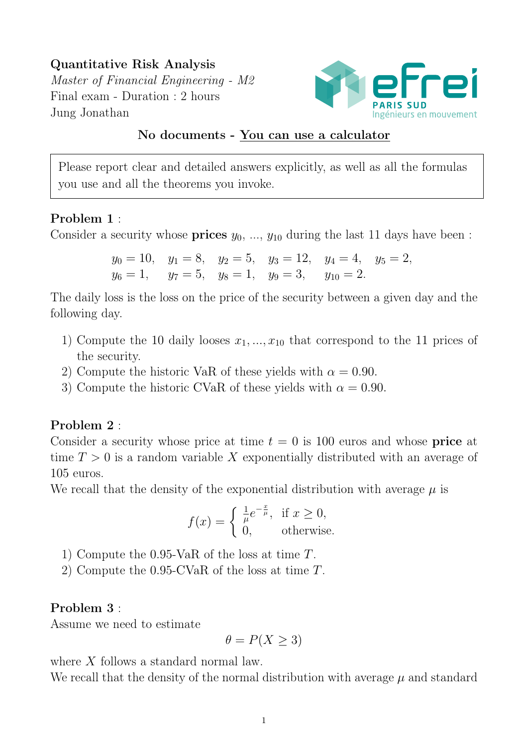**Quantitative Risk Analysis**
*Master of Financial Engineering - M2*
Final exam - Duration : 2 hours
Jung Jonathan

**No documents - <u>You can use a calculator</u>**

> Please report clear and detailed answers explicitly, as well as all the formulas you use and all the theorems you invoke.

**Problem 1** :
Consider a security whose **prices** $y_0$, ..., $y_{10}$ during the last 11 days have been :

$$y_0 = 10, \quad y_1 = 8, \quad y_2 = 5, \quad y_3 = 12, \quad y_4 = 4, \quad y_5 = 2,$$
$$y_6 = 1, \quad y_7 = 5, \quad y_8 = 1, \quad y_9 = 3, \quad y_{10} = 2.$$

The daily loss is the loss on the price of the security between a given day and the following day.

1) Compute the 10 daily looses $x_1, ..., x_{10}$ that correspond to the 11 prices of the security.
2) Compute the historic VaR of these yields with $\alpha = 0.90$.
3) Compute the historic CVaR of these yields with $\alpha = 0.90$.

**Problem 2** :
Consider a security whose price at time $t = 0$ is 100 euros and whose **price** at time $T > 0$ is a random variable $X$ exponentially distributed with an average of 105 euros.
We recall that the density of the exponential distribution with average $\mu$ is

$$f(x) = \begin{cases} \frac{1}{\mu} e^{-\frac{x}{\mu}}, & \text{if } x \geq 0, \\ 0, & \text{otherwise.} \end{cases}$$

1) Compute the 0.95-VaR of the loss at time $T$.
2) Compute the 0.95-CVaR of the loss at time $T$.

**Problem 3** :
Assume we need to estimate

$$\theta = P(X \geq 3)$$

where $X$ follows a standard normal law.
We recall that the density of the normal distribution with average $\mu$ and standard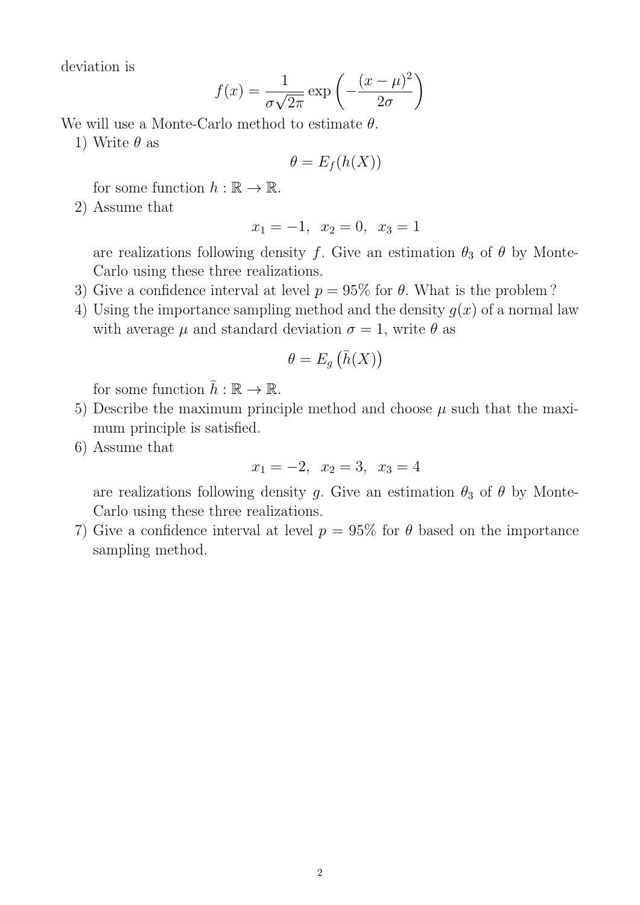deviation is

$$f(x) = \frac{1}{\sigma\sqrt{2\pi}} \exp\left(-\frac{(x-\mu)^2}{2\sigma}\right)$$

We will use a Monte-Carlo method to estimate $\theta$.

1) Write $\theta$ as

$$\theta = E_f(h(X))$$

for some function $h : \mathbb{R} \to \mathbb{R}$.

2) Assume that

$$x_1 = -1, \;\; x_2 = 0, \;\; x_3 = 1$$

are realizations following density $f$. Give an estimation $\theta_3$ of $\theta$ by Monte-Carlo using these three realizations.

3) Give a confidence interval at level $p = 95\%$ for $\theta$. What is the problem ?

4) Using the importance sampling method and the density $g(x)$ of a normal law with average $\mu$ and standard deviation $\sigma = 1$, write $\theta$ as

$$\theta = E_g\left(\bar{h}(X)\right)$$

for some function $\bar{h} : \mathbb{R} \to \mathbb{R}$.

5) Describe the maximum principle method and choose $\mu$ such that the maximum principle is satisfied.

6) Assume that

$$x_1 = -2, \;\; x_2 = 3, \;\; x_3 = 4$$

are realizations following density $g$. Give an estimation $\theta_3$ of $\theta$ by Monte-Carlo using these three realizations.

7) Give a confidence interval at level $p = 95\%$ for $\theta$ based on the importance sampling method.